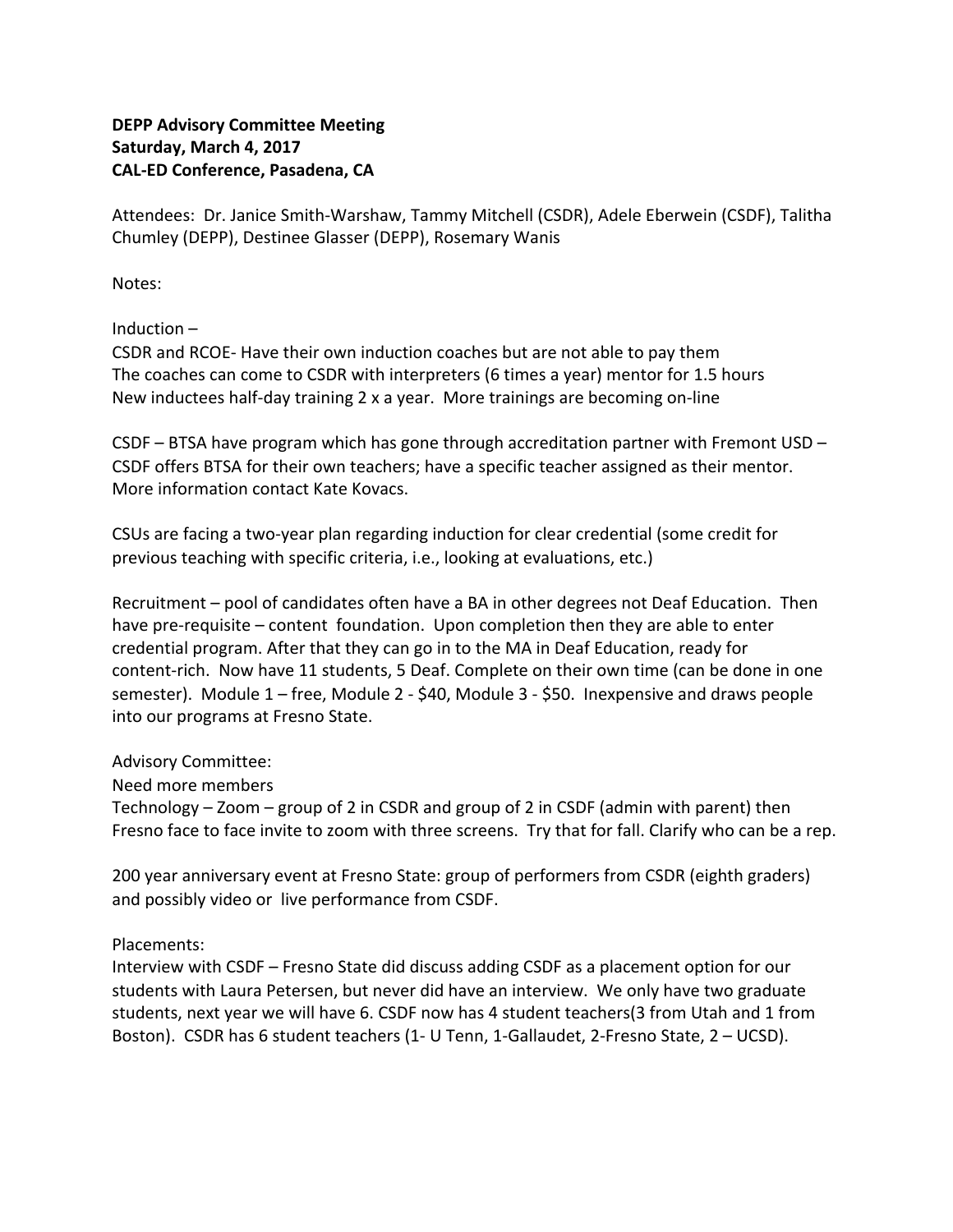**DEPP Advisory Committee Meeting**
**Saturday, March 4, 2017**
**CAL-ED Conference, Pasadena, CA**

Attendees: Dr. Janice Smith-Warshaw, Tammy Mitchell (CSDR), Adele Eberwein (CSDF), Talitha Chumley (DEPP), Destinee Glasser (DEPP), Rosemary Wanis

Notes:

Induction –
CSDR and RCOE- Have their own induction coaches but are not able to pay them
The coaches can come to CSDR with interpreters (6 times a year) mentor for 1.5 hours
New inductees half-day training 2 x a year. More trainings are becoming on-line

CSDF – BTSA have program which has gone through accreditation partner with Fremont USD – CSDF offers BTSA for their own teachers; have a specific teacher assigned as their mentor. More information contact Kate Kovacs.

CSUs are facing a two-year plan regarding induction for clear credential (some credit for previous teaching with specific criteria, i.e., looking at evaluations, etc.)

Recruitment – pool of candidates often have a BA in other degrees not Deaf Education. Then have pre-requisite – content foundation. Upon completion then they are able to enter credential program. After that they can go in to the MA in Deaf Education, ready for content-rich. Now have 11 students, 5 Deaf. Complete on their own time (can be done in one semester). Module 1 – free, Module 2 - $40, Module 3 - $50. Inexpensive and draws people into our programs at Fresno State.

Advisory Committee:
Need more members
Technology – Zoom – group of 2 in CSDR and group of 2 in CSDF (admin with parent) then Fresno face to face invite to zoom with three screens. Try that for fall. Clarify who can be a rep.

200 year anniversary event at Fresno State: group of performers from CSDR (eighth graders) and possibly video or live performance from CSDF.

Placements:
Interview with CSDF – Fresno State did discuss adding CSDF as a placement option for our students with Laura Petersen, but never did have an interview. We only have two graduate students, next year we will have 6. CSDF now has 4 student teachers(3 from Utah and 1 from Boston). CSDR has 6 student teachers (1- U Tenn, 1-Gallaudet, 2-Fresno State, 2 – UCSD).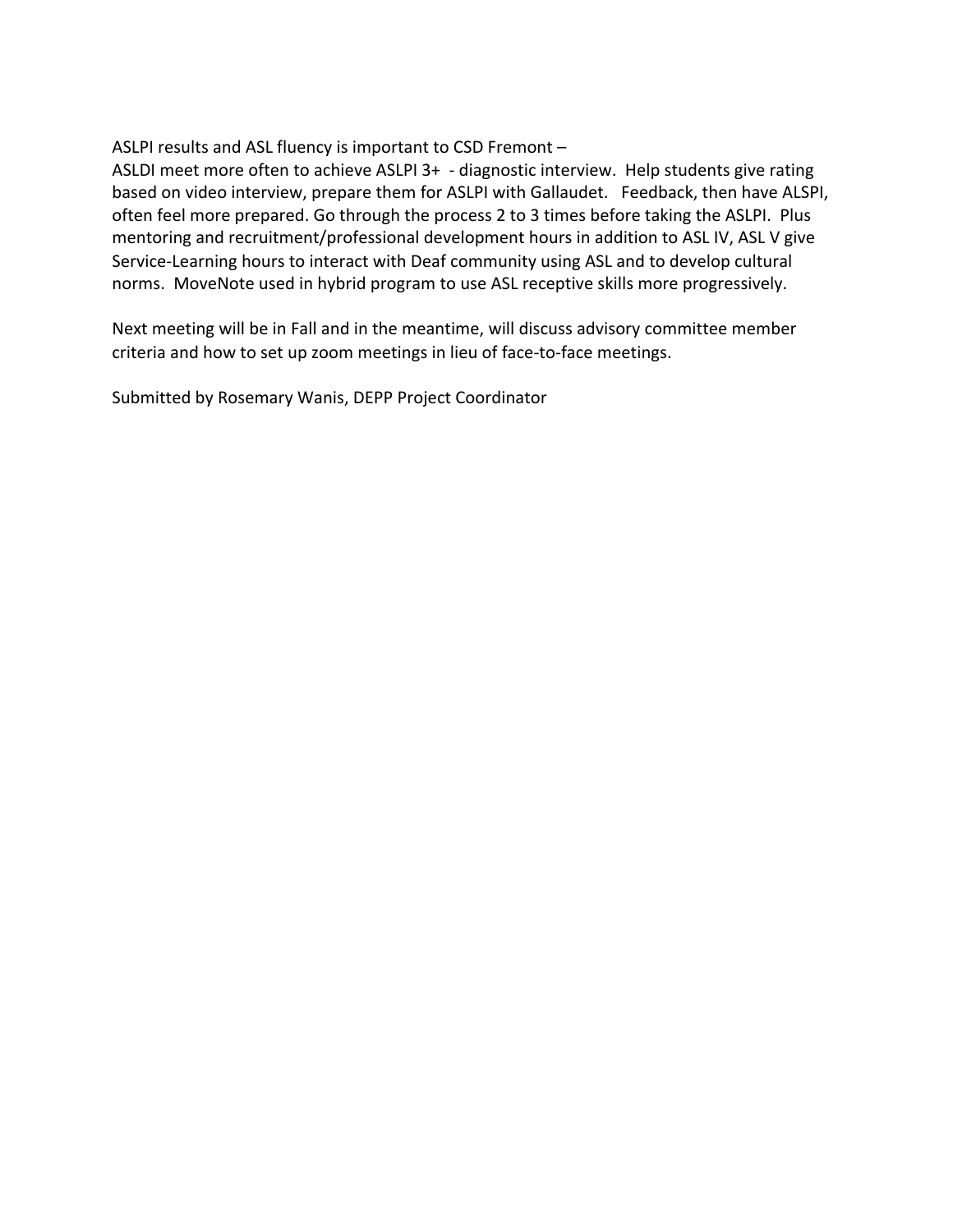ASLPI results and ASL fluency is important to CSD Fremont –
ASLDI meet more often to achieve ASLPI 3+ - diagnostic interview. Help students give rating based on video interview, prepare them for ASLPI with Gallaudet. Feedback, then have ALSPI, often feel more prepared. Go through the process 2 to 3 times before taking the ASLPI. Plus mentoring and recruitment/professional development hours in addition to ASL IV, ASL V give Service-Learning hours to interact with Deaf community using ASL and to develop cultural norms. MoveNote used in hybrid program to use ASL receptive skills more progressively.

Next meeting will be in Fall and in the meantime, will discuss advisory committee member criteria and how to set up zoom meetings in lieu of face-to-face meetings.

Submitted by Rosemary Wanis, DEPP Project Coordinator